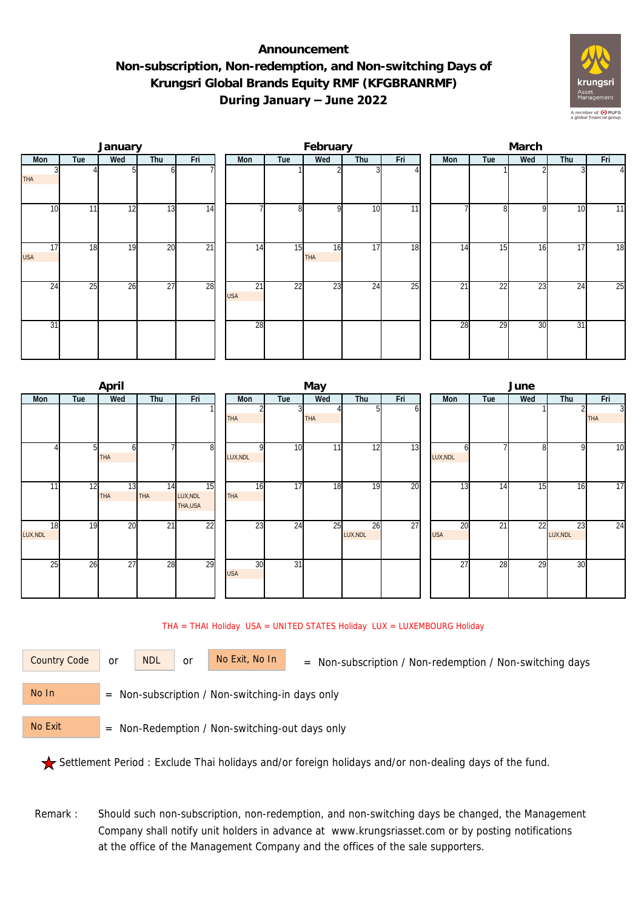# Announcement
## Non-subscription, Non-redemption, and Non-switching Days of Krungsri Global Brands Equity RMF (KFGBRANRMF)
## During January – June 2022

### January

| Mon | Tue | Wed | Thu | Fri |
|---|---|---|---|---|
| 3 THA | 4 | 5 | 6 | 7 |
| 10 | 11 | 12 | 13 | 14 |
| 17 USA | 18 | 19 | 20 | 21 |
| 24 | 25 | 26 | 27 | 28 |
| 31 | | | | |

### February

| Mon | Tue | Wed | Thu | Fri |
|---|---|---|---|---|
| | 1 | 2 | 3 | 4 |
| 7 | 8 | 9 | 10 | 11 |
| 14 | 15 | 16 THA | 17 | 18 |
| 21 USA | 22 | 23 | 24 | 25 |
| 28 | | | | |

### March

| Mon | Tue | Wed | Thu | Fri |
|---|---|---|---|---|
| | 1 | 2 | 3 | 4 |
| 7 | 8 | 9 | 10 | 11 |
| 14 | 15 | 16 | 17 | 18 |
| 21 | 22 | 23 | 24 | 25 |
| 28 | 29 | 30 | 31 | |

### April

| Mon | Tue | Wed | Thu | Fri |
|---|---|---|---|---|
| | | | | 1 |
| 4 | 5 | 6 THA | 7 | 8 |
| 11 | 12 | 13 THA | 14 THA | 15 LUX,NDL THA,USA |
| 18 LUX,NDL | 19 | 20 | 21 | 22 |
| 25 | 26 | 27 | 28 | 29 |

### May

| Mon | Tue | Wed | Thu | Fri |
|---|---|---|---|---|
| 2 THA | 3 | 4 THA | 5 | 6 |
| 9 LUX,NDL | 10 | 11 | 12 | 13 |
| 16 THA | 17 | 18 | 19 | 20 |
| 23 | 24 | 25 | 26 LUX,NDL | 27 |
| 30 USA | 31 | | | |

### June

| Mon | Tue | Wed | Thu | Fri |
|---|---|---|---|---|
| | | 1 | 2 | 3 THA |
| 6 LUX,NDL | 7 | 8 | 9 | 10 |
| 13 | 14 | 15 | 16 | 17 |
| 20 USA | 21 | 22 | 23 LUX,NDL | 24 |
| 27 | 28 | 29 | 30 | |

THA = THAI Holiday USA = UNITED STATES Holiday LUX = LUXEMBOURG Holiday

Country Code or NDL or No Exit, No In = Non-subscription / Non-redemption / Non-switching days

No In = Non-subscription / Non-switching-in days only

No Exit = Non-Redemption / Non-switching-out days only

★ Settlement Period : Exclude Thai holidays and/or foreign holidays and/or non-dealing days of the fund.

Remark : Should such non-subscription, non-redemption, and non-switching days be changed, the Management Company shall notify unit holders in advance at www.krungsriasset.com or by posting notifications at the office of the Management Company and the offices of the sale supporters.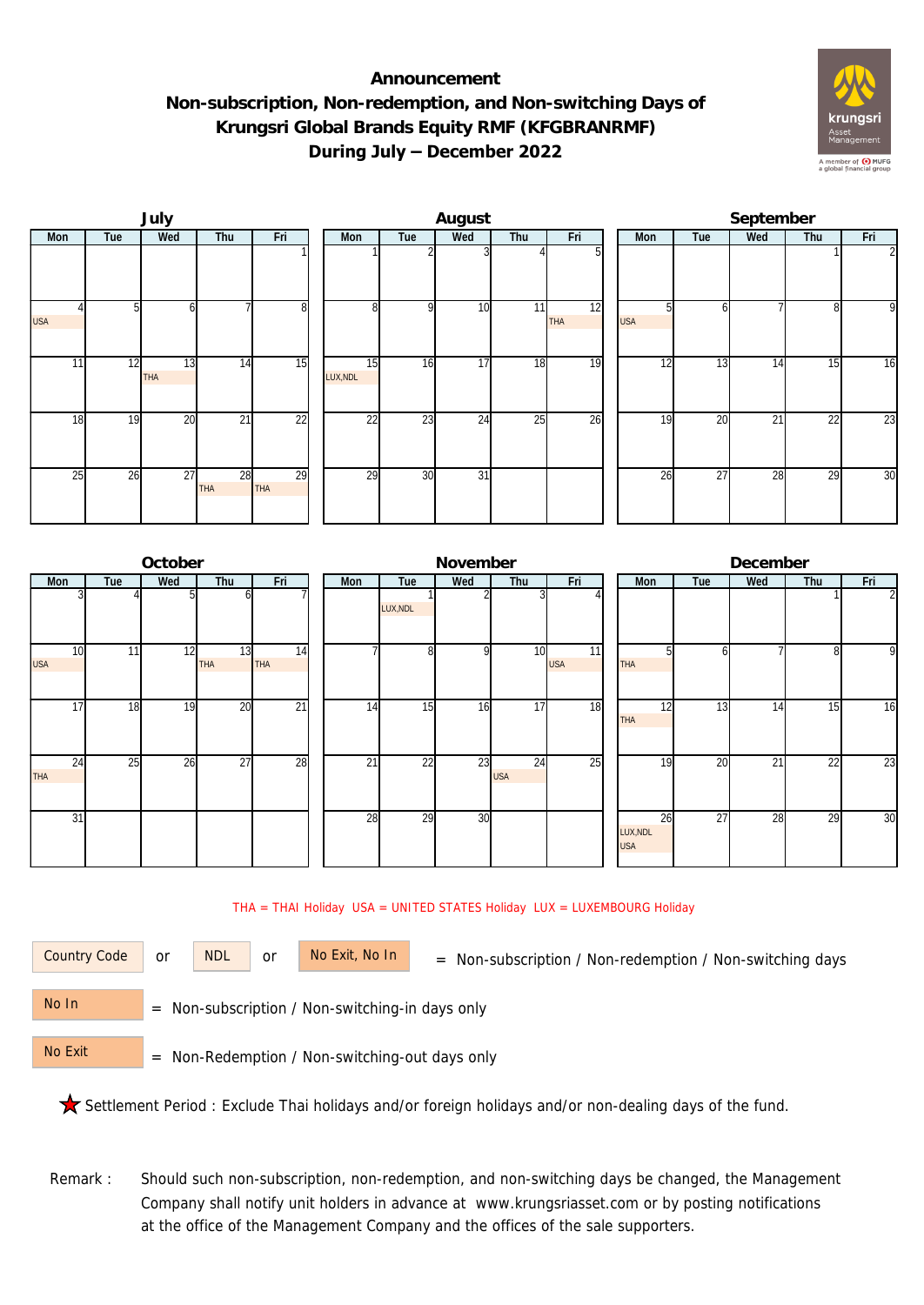# Announcement
## Non-subscription, Non-redemption, and Non-switching Days of Krungsri Global Brands Equity RMF (KFGBRANRMF) During July – December 2022

### July

| Mon | Tue | Wed | Thu | Fri |
|---|---|---|---|---|
| | | | | 1 |
| 4 USA | 5 | 6 | 7 | 8 |
| 11 | 12 | 13 THA | 14 | 15 |
| 18 | 19 | 20 | 21 | 22 |
| 25 | 26 | 27 | 28 THA | 29 THA |

### August

| Mon | Tue | Wed | Thu | Fri |
|---|---|---|---|---|
| 1 | 2 | 3 | 4 | 5 |
| 8 | 9 | 10 | 11 | 12 THA |
| 15 LUX,NDL | 16 | 17 | 18 | 19 |
| 22 | 23 | 24 | 25 | 26 |
| 29 | 30 | 31 | | |

### September

| Mon | Tue | Wed | Thu | Fri |
|---|---|---|---|---|
| | | | 1 | 2 |
| 5 USA | 6 | 7 | 8 | 9 |
| 12 | 13 | 14 | 15 | 16 |
| 19 | 20 | 21 | 22 | 23 |
| 26 | 27 | 28 | 29 | 30 |

### October

| Mon | Tue | Wed | Thu | Fri |
|---|---|---|---|---|
| 3 | 4 | 5 | 6 | 7 |
| 10 USA | 11 | 12 | 13 THA | 14 THA |
| 17 | 18 | 19 | 20 | 21 |
| 24 THA | 25 | 26 | 27 | 28 |
| 31 | | | | |

### November

| Mon | Tue | Wed | Thu | Fri |
|---|---|---|---|---|
| | 1 LUX,NDL | 2 | 3 | 4 |
| 7 | 8 | 9 | 10 | 11 USA |
| 14 | 15 | 16 | 17 | 18 |
| 21 | 22 | 23 | 24 USA | 25 |
| 28 | 29 | 30 | | |

### December

| Mon | Tue | Wed | Thu | Fri |
|---|---|---|---|---|
| | | | 1 | 2 |
| 5 THA | 6 | 7 | 8 | 9 |
| 12 THA | 13 | 14 | 15 | 16 |
| 19 | 20 | 21 | 22 | 23 |
| 26 LUX,NDL USA | 27 | 28 | 29 | 30 |

THA = THAI Holiday USA = UNITED STATES Holiday LUX = LUXEMBOURG Holiday

Country Code or NDL or No Exit, No In = Non-subscription / Non-redemption / Non-switching days

No In = Non-subscription / Non-switching-in days only

No Exit = Non-Redemption / Non-switching-out days only

★ Settlement Period : Exclude Thai holidays and/or foreign holidays and/or non-dealing days of the fund.

Remark : Should such non-subscription, non-redemption, and non-switching days be changed, the Management Company shall notify unit holders in advance at www.krungsriasset.com or by posting notifications at the office of the Management Company and the offices of the sale supporters.